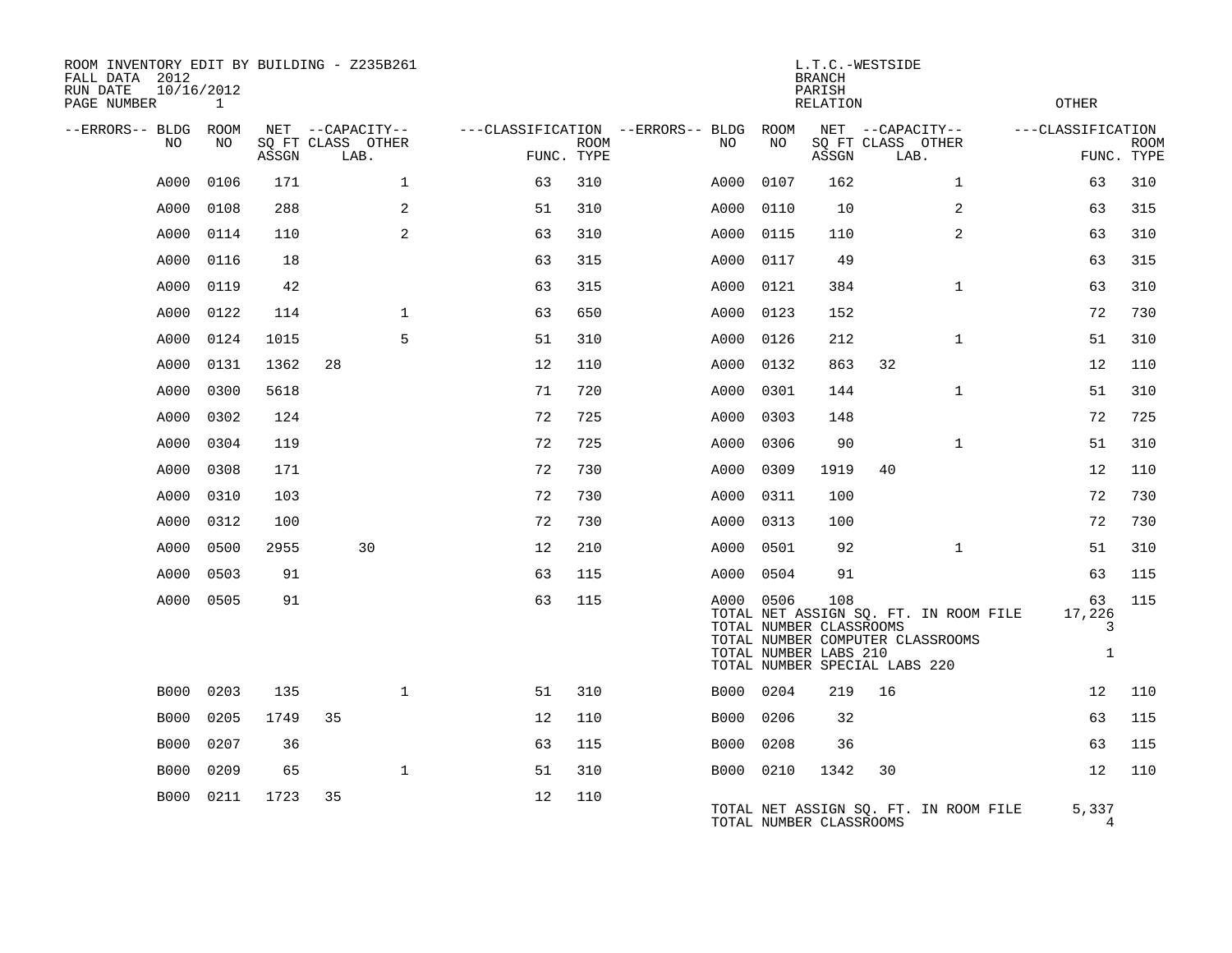ROOM INVENTORY EDIT BY BUILDING - Z235B261
FALL DATA 2012
RUN DATE 10/16/2012
PAGE NUMBER 1

L.T.C.-WESTSIDE
BRANCH
PARISH
RELATION
OTHER

| --ERRORS-- | BLDG NO | ROOM NO | NET SQ FT ASSGN | --CAPACITY-- CLASS | LAB. | OTHER | ---CLASSIFICATION FUNC. | ROOM TYPE | --ERRORS-- | BLDG NO | ROOM NO | NET SQ FT ASSGN | --CAPACITY-- CLASS | LAB. | OTHER | ---CLASSIFICATION FUNC. | ROOM TYPE |
|---|---|---|---|---|---|---|---|---|---|---|---|---|---|---|---|---|---|
| | A000 | 0106 | 171 | | | 1 | 63 | 310 | | A000 | 0107 | 162 | | | 1 | 63 | 310 |
| | A000 | 0108 | 288 | | | 2 | 51 | 310 | | A000 | 0110 | 10 | | | 2 | 63 | 315 |
| | A000 | 0114 | 110 | | | 2 | 63 | 310 | | A000 | 0115 | 110 | | | 2 | 63 | 310 |
| | A000 | 0116 | 18 | | | | 63 | 315 | | A000 | 0117 | 49 | | | | 63 | 315 |
| | A000 | 0119 | 42 | | | | 63 | 315 | | A000 | 0121 | 384 | | | 1 | 63 | 310 |
| | A000 | 0122 | 114 | | | 1 | 63 | 650 | | A000 | 0123 | 152 | | | | 72 | 730 |
| | A000 | 0124 | 1015 | | | 5 | 51 | 310 | | A000 | 0126 | 212 | | | 1 | 51 | 310 |
| | A000 | 0131 | 1362 | 28 | | | 12 | 110 | | A000 | 0132 | 863 | 32 | | | 12 | 110 |
| | A000 | 0300 | 5618 | | | | 71 | 720 | | A000 | 0301 | 144 | | | 1 | 51 | 310 |
| | A000 | 0302 | 124 | | | | 72 | 725 | | A000 | 0303 | 148 | | | | 72 | 725 |
| | A000 | 0304 | 119 | | | | 72 | 725 | | A000 | 0306 | 90 | | | 1 | 51 | 310 |
| | A000 | 0308 | 171 | | | | 72 | 730 | | A000 | 0309 | 1919 | 40 | | | 12 | 110 |
| | A000 | 0310 | 103 | | | | 72 | 730 | | A000 | 0311 | 100 | | | | 72 | 730 |
| | A000 | 0312 | 100 | | | | 72 | 730 | | A000 | 0313 | 100 | | | | 72 | 730 |
| | A000 | 0500 | 2955 | | 30 | | 12 | 210 | | A000 | 0501 | 92 | | | 1 | 51 | 310 |
| | A000 | 0503 | 91 | | | | 63 | 115 | | A000 | 0504 | 91 | | | | 63 | 115 |
| | A000 | 0505 | 91 | | | | 63 | 115 | | A000 | 0506 | 108 | | | | 63 | 115 |
| | | | | | | | | | | TOTAL NET ASSIGN SQ. FT. IN ROOM FILE | | | | | | 17,226 | |
| | | | | | | | | | | TOTAL NUMBER CLASSROOMS | | | | | | 3 | |
| | | | | | | | | | | TOTAL NUMBER COMPUTER CLASSROOMS | | | | | | | |
| | | | | | | | | | | TOTAL NUMBER LABS 210 | | | | | | 1 | |
| | | | | | | | | | | TOTAL NUMBER SPECIAL LABS 220 | | | | | | | |
| | B000 | 0203 | 135 | | | 1 | 51 | 310 | | B000 | 0204 | 219 | 16 | | | 12 | 110 |
| | B000 | 0205 | 1749 | 35 | | | 12 | 110 | | B000 | 0206 | 32 | | | | 63 | 115 |
| | B000 | 0207 | 36 | | | | 63 | 115 | | B000 | 0208 | 36 | | | | 63 | 115 |
| | B000 | 0209 | 65 | | | 1 | 51 | 310 | | B000 | 0210 | 1342 | 30 | | | 12 | 110 |
| | B000 | 0211 | 1723 | 35 | | | 12 | 110 | | | | | | | | | |
| | | | | | | | | | | TOTAL NET ASSIGN SQ. FT. IN ROOM FILE | | | | | | 5,337 | |
| | | | | | | | | | | TOTAL NUMBER CLASSROOMS | | | | | | 4 | |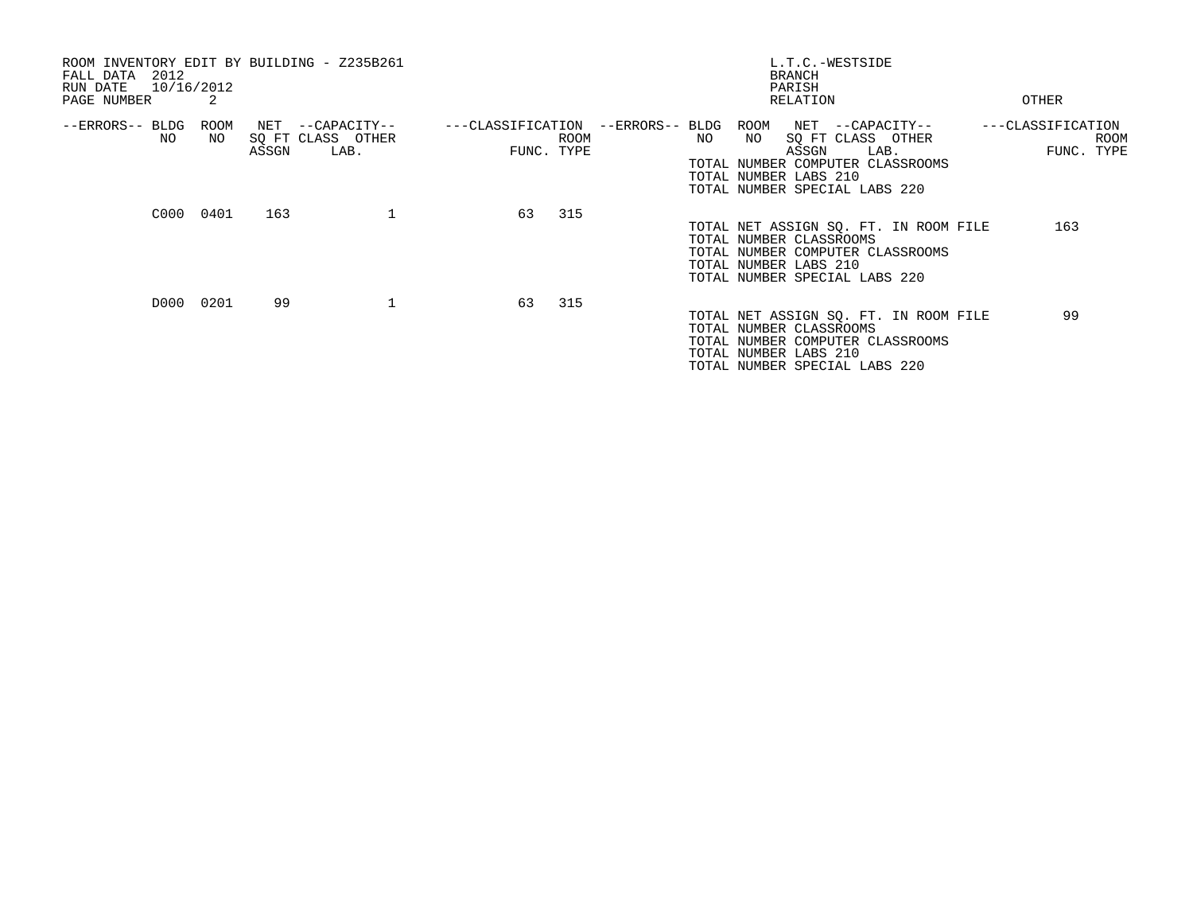ROOM INVENTORY EDIT BY BUILDING - Z235B261
FALL DATA 2012
RUN DATE 10/16/2012
PAGE NUMBER 2

L.T.C.-WESTSIDE
BRANCH
PARISH
RELATION
OTHER

| --ERRORS-- | BLDG NO | ROOM NO | NET SQ FT ASSGN | --CAPACITY-- CLASS LAB. | OTHER | ---CLASSIFICATION FUNC. | ROOM TYPE |
|---|---|---|---|---|---|---|---|
| | C000 | 0401 | 163 | | 1 | 63 | 315 |
| | D000 | 0201 | 99 | | 1 | 63 | 315 |

| --ERRORS-- | BLDG NO | ROOM NO | NET SQ FT ASSGN | --CAPACITY-- CLASS LAB. | OTHER | ---CLASSIFICATION FUNC. | ROOM TYPE |
|---|---|---|---|---|---|---|---|

TOTAL NUMBER COMPUTER CLASSROOMS
TOTAL NUMBER LABS 210
TOTAL NUMBER SPECIAL LABS 220

TOTAL NET ASSIGN SQ. FT. IN ROOM FILE 163
TOTAL NUMBER CLASSROOMS
TOTAL NUMBER COMPUTER CLASSROOMS
TOTAL NUMBER LABS 210
TOTAL NUMBER SPECIAL LABS 220

TOTAL NET ASSIGN SQ. FT. IN ROOM FILE 99
TOTAL NUMBER CLASSROOMS
TOTAL NUMBER COMPUTER CLASSROOMS
TOTAL NUMBER LABS 210
TOTAL NUMBER SPECIAL LABS 220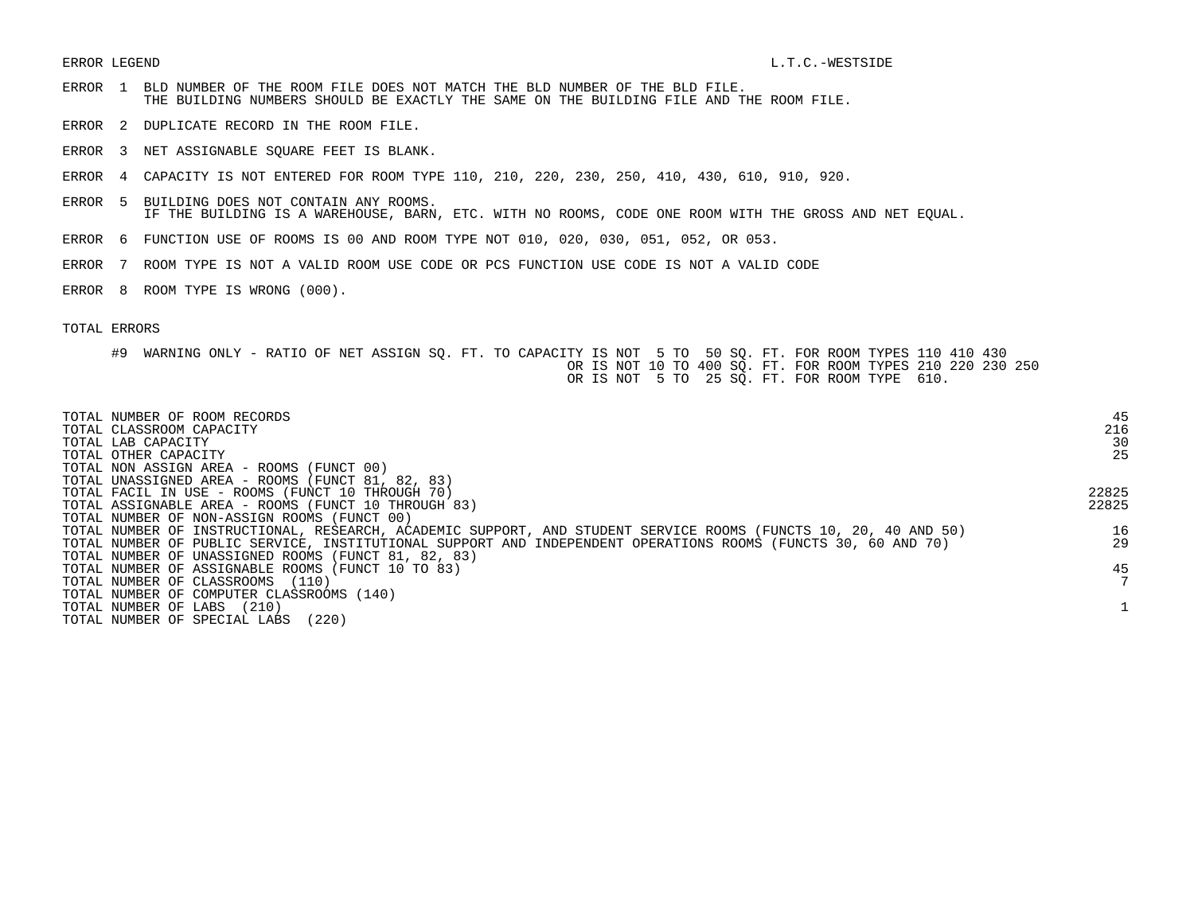ERROR LEGEND L.T.C.-WESTSIDE

ERROR 1 BLD NUMBER OF THE ROOM FILE DOES NOT MATCH THE BLD NUMBER OF THE BLD FILE.
THE BUILDING NUMBERS SHOULD BE EXACTLY THE SAME ON THE BUILDING FILE AND THE ROOM FILE.

ERROR 2 DUPLICATE RECORD IN THE ROOM FILE.

ERROR 3 NET ASSIGNABLE SQUARE FEET IS BLANK.

ERROR 4 CAPACITY IS NOT ENTERED FOR ROOM TYPE 110, 210, 220, 230, 250, 410, 430, 610, 910, 920.

ERROR 5 BUILDING DOES NOT CONTAIN ANY ROOMS.
IF THE BUILDING IS A WAREHOUSE, BARN, ETC. WITH NO ROOMS, CODE ONE ROOM WITH THE GROSS AND NET EQUAL.

ERROR 6 FUNCTION USE OF ROOMS IS 00 AND ROOM TYPE NOT 010, 020, 030, 051, 052, OR 053.

ERROR 7 ROOM TYPE IS NOT A VALID ROOM USE CODE OR PCS FUNCTION USE CODE IS NOT A VALID CODE

ERROR 8 ROOM TYPE IS WRONG (000).

TOTAL ERRORS

#9 WARNING ONLY - RATIO OF NET ASSIGN SQ. FT. TO CAPACITY IS NOT 5 TO 50 SQ. FT. FOR ROOM TYPES 110 410 430
OR IS NOT 10 TO 400 SQ. FT. FOR ROOM TYPES 210 220 230 250
OR IS NOT 5 TO 25 SQ. FT. FOR ROOM TYPE 610.

| | |
|---|---|
| TOTAL NUMBER OF ROOM RECORDS | 45 |
| TOTAL CLASSROOM CAPACITY | 216 |
| TOTAL LAB CAPACITY | 30 |
| TOTAL OTHER CAPACITY | 25 |
| TOTAL NON ASSIGN AREA - ROOMS (FUNCT 00) | |
| TOTAL UNASSIGNED AREA - ROOMS (FUNCT 81, 82, 83) | |
| TOTAL FACIL IN USE - ROOMS (FUNCT 10 THROUGH 70) | 22825 |
| TOTAL ASSIGNABLE AREA - ROOMS (FUNCT 10 THROUGH 83) | 22825 |
| TOTAL NUMBER OF NON-ASSIGN ROOMS (FUNCT 00) | |
| TOTAL NUMBER OF INSTRUCTIONAL, RESEARCH, ACADEMIC SUPPORT, AND STUDENT SERVICE ROOMS (FUNCTS 10, 20, 40 AND 50) | 16 |
| TOTAL NUMBER OF PUBLIC SERVICE, INSTITUTIONAL SUPPORT AND INDEPENDENT OPERATIONS ROOMS (FUNCTS 30, 60 AND 70) | 29 |
| TOTAL NUMBER OF UNASSIGNED ROOMS (FUNCT 81, 82, 83) | |
| TOTAL NUMBER OF ASSIGNABLE ROOMS (FUNCT 10 TO 83) | 45 |
| TOTAL NUMBER OF CLASSROOMS (110) | 7 |
| TOTAL NUMBER OF COMPUTER CLASSROOMS (140) | |
| TOTAL NUMBER OF LABS (210) | 1 |
| TOTAL NUMBER OF SPECIAL LABS (220) | |